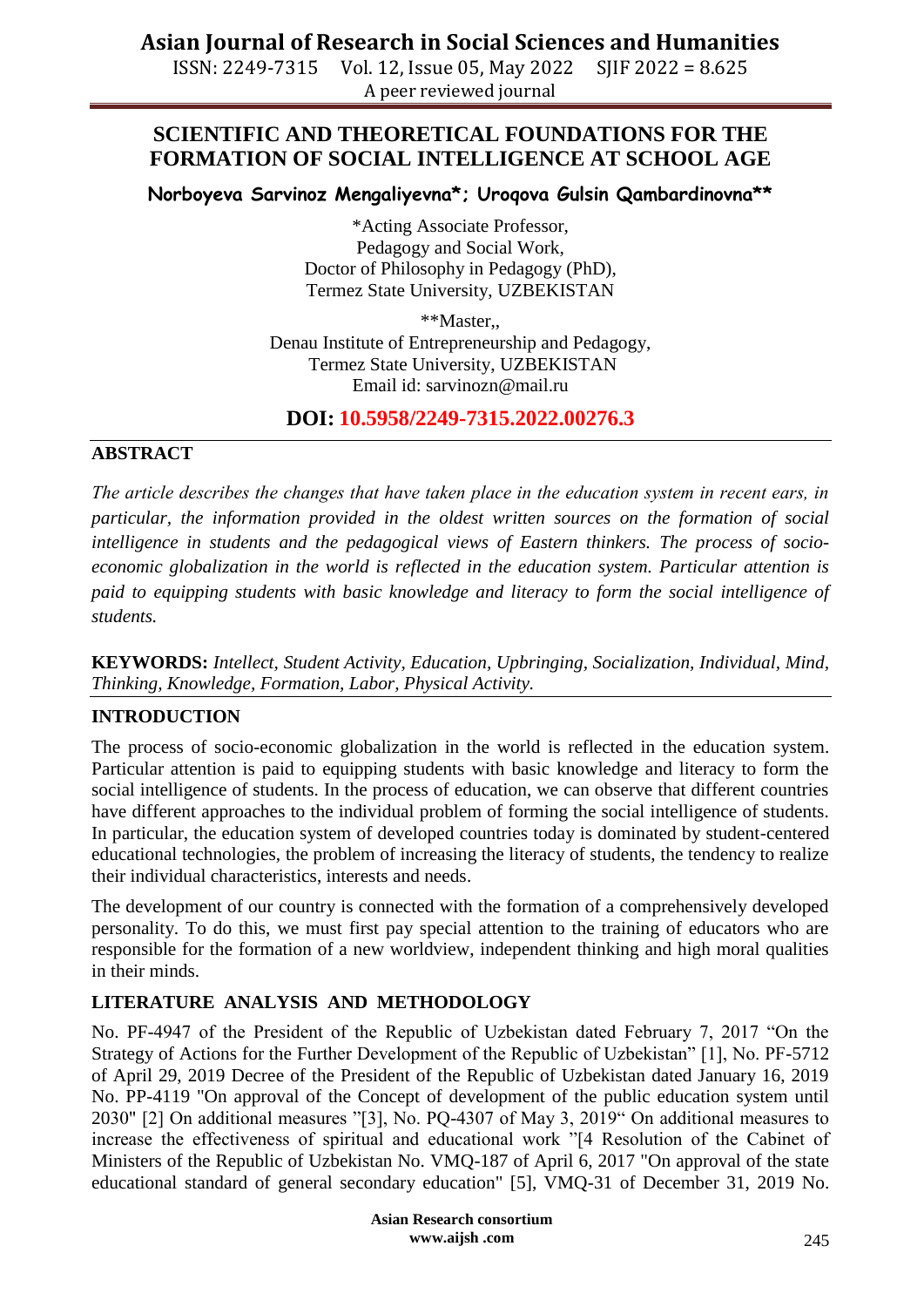# SCIENTIFIC AND THEORETICAL FOUNDATIONS FOR THE FORMATION OF SOCIAL INTELLIGENCE AT SCHOOL AGE

**Norboyeva Sarvinoz Mengaliyevna\*; Uroqova Gulsin Qambardinovna\*\***

\*Acting Associate Professor,
Pedagogy and Social Work,
Doctor of Philosophy in Pedagogy (PhD),
Termez State University, UZBEKISTAN

\*\*Master,,
Denau Institute of Entrepreneurship and Pedagogy,
Termez State University, UZBEKISTAN
Email id: sarvinozn@mail.ru

**DOI: 10.5958/2249-7315.2022.00276.3**

## ABSTRACT

*The article describes the changes that have taken place in the education system in recent ears, in particular, the information provided in the oldest written sources on the formation of social intelligence in students and the pedagogical views of Eastern thinkers. The process of socio-economic globalization in the world is reflected in the education system. Particular attention is paid to equipping students with basic knowledge and literacy to form the social intelligence of students.*

**KEYWORDS:** *Intellect, Student Activity, Education, Upbringing, Socialization, Individual, Mind, Thinking, Knowledge, Formation, Labor, Physical Activity.*

## INTRODUCTION

The process of socio-economic globalization in the world is reflected in the education system. Particular attention is paid to equipping students with basic knowledge and literacy to form the social intelligence of students. In the process of education, we can observe that different countries have different approaches to the individual problem of forming the social intelligence of students. In particular, the education system of developed countries today is dominated by student-centered educational technologies, the problem of increasing the literacy of students, the tendency to realize their individual characteristics, interests and needs.

The development of our country is connected with the formation of a comprehensively developed personality. To do this, we must first pay special attention to the training of educators who are responsible for the formation of a new worldview, independent thinking and high moral qualities in their minds.

## LITERATURE ANALYSIS AND METHODOLOGY

No. PF-4947 of the President of the Republic of Uzbekistan dated February 7, 2017 "On the Strategy of Actions for the Further Development of the Republic of Uzbekistan" [1], No. PF-5712 of April 29, 2019 Decree of the President of the Republic of Uzbekistan dated January 16, 2019 No. PP-4119 "On approval of the Concept of development of the public education system until 2030" [2] On additional measures "[3], No. PQ-4307 of May 3, 2019" On additional measures to increase the effectiveness of spiritual and educational work "[4 Resolution of the Cabinet of Ministers of the Republic of Uzbekistan No. VMQ-187 of April 6, 2017 "On approval of the state educational standard of general secondary education" [5], VMQ-31 of December 31, 2019 No.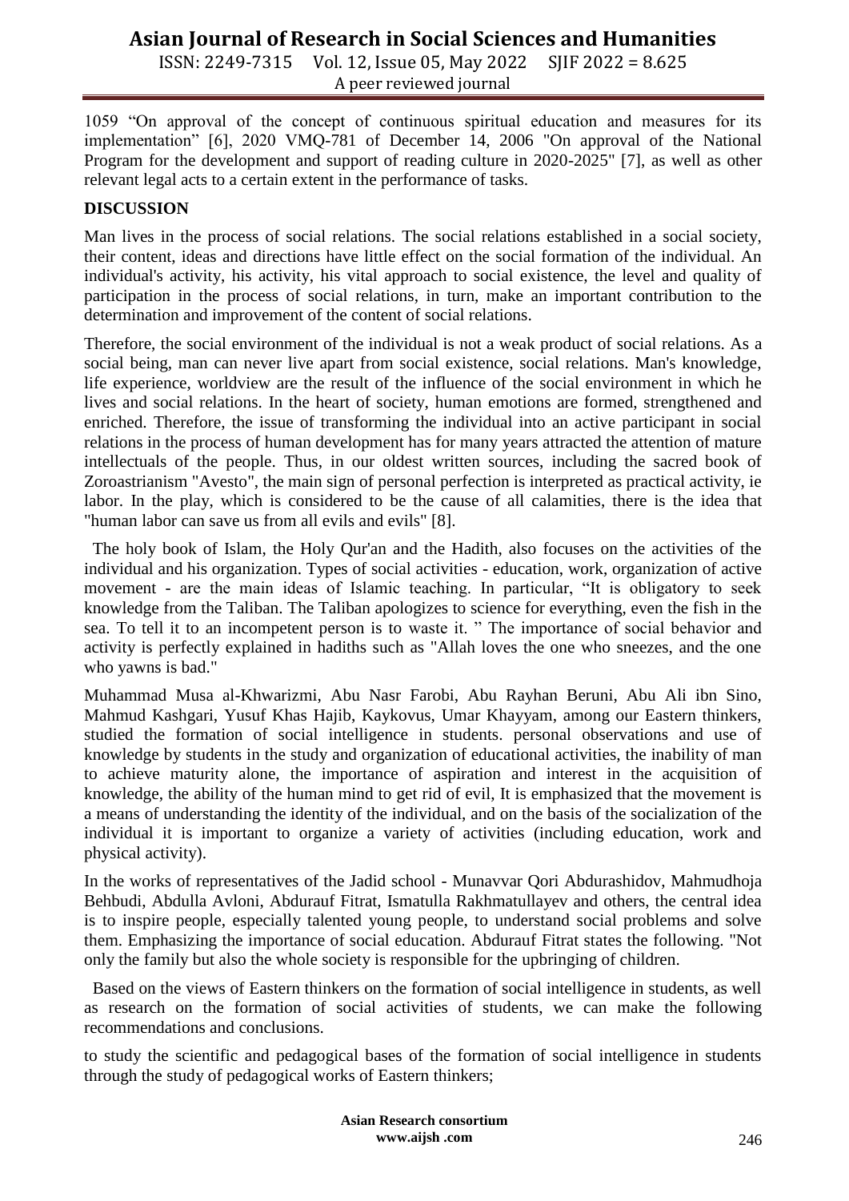1059 “On approval of the concept of continuous spiritual education and measures for its implementation” [6], 2020 VMQ-781 of December 14, 2006 "On approval of the National Program for the development and support of reading culture in 2020-2025" [7], as well as other relevant legal acts to a certain extent in the performance of tasks.

## DISCUSSION

Man lives in the process of social relations. The social relations established in a social society, their content, ideas and directions have little effect on the social formation of the individual. An individual's activity, his activity, his vital approach to social existence, the level and quality of participation in the process of social relations, in turn, make an important contribution to the determination and improvement of the content of social relations.

Therefore, the social environment of the individual is not a weak product of social relations. As a social being, man can never live apart from social existence, social relations. Man's knowledge, life experience, worldview are the result of the influence of the social environment in which he lives and social relations. In the heart of society, human emotions are formed, strengthened and enriched. Therefore, the issue of transforming the individual into an active participant in social relations in the process of human development has for many years attracted the attention of mature intellectuals of the people. Thus, in our oldest written sources, including the sacred book of Zoroastrianism "Avesto", the main sign of personal perfection is interpreted as practical activity, ie labor. In the play, which is considered to be the cause of all calamities, there is the idea that "human labor can save us from all evils and evils" [8].

The holy book of Islam, the Holy Qur'an and the Hadith, also focuses on the activities of the individual and his organization. Types of social activities - education, work, organization of active movement - are the main ideas of Islamic teaching. In particular, “It is obligatory to seek knowledge from the Taliban. The Taliban apologizes to science for everything, even the fish in the sea. To tell it to an incompetent person is to waste it. ” The importance of social behavior and activity is perfectly explained in hadiths such as "Allah loves the one who sneezes, and the one who yawns is bad."

Muhammad Musa al-Khwarizmi, Abu Nasr Farobi, Abu Rayhan Beruni, Abu Ali ibn Sino, Mahmud Kashgari, Yusuf Khas Hajib, Kaykovus, Umar Khayyam, among our Eastern thinkers, studied the formation of social intelligence in students. personal observations and use of knowledge by students in the study and organization of educational activities, the inability of man to achieve maturity alone, the importance of aspiration and interest in the acquisition of knowledge, the ability of the human mind to get rid of evil, It is emphasized that the movement is a means of understanding the identity of the individual, and on the basis of the socialization of the individual it is important to organize a variety of activities (including education, work and physical activity).

In the works of representatives of the Jadid school - Munavvar Qori Abdurashidov, Mahmudhoja Behbudi, Abdulla Avloni, Abdurauf Fitrat, Ismatulla Rakhmatullayev and others, the central idea is to inspire people, especially talented young people, to understand social problems and solve them. Emphasizing the importance of social education. Abdurauf Fitrat states the following. "Not only the family but also the whole society is responsible for the upbringing of children.

Based on the views of Eastern thinkers on the formation of social intelligence in students, as well as research on the formation of social activities of students, we can make the following recommendations and conclusions.

to study the scientific and pedagogical bases of the formation of social intelligence in students through the study of pedagogical works of Eastern thinkers;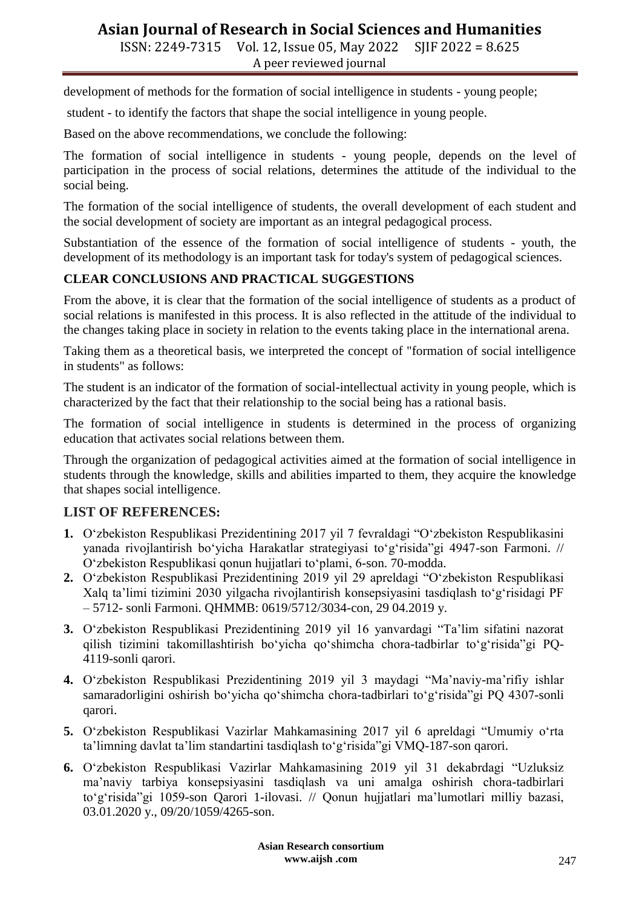development of methods for the formation of social intelligence in students - young people;

student - to identify the factors that shape the social intelligence in young people.

Based on the above recommendations, we conclude the following:

The formation of social intelligence in students - young people, depends on the level of participation in the process of social relations, determines the attitude of the individual to the social being.

The formation of the social intelligence of students, the overall development of each student and the social development of society are important as an integral pedagogical process.

Substantiation of the essence of the formation of social intelligence of students - youth, the development of its methodology is an important task for today's system of pedagogical sciences.

**CLEAR CONCLUSIONS AND PRACTICAL SUGGESTIONS**

From the above, it is clear that the formation of the social intelligence of students as a product of social relations is manifested in this process. It is also reflected in the attitude of the individual to the changes taking place in society in relation to the events taking place in the international arena.

Taking them as a theoretical basis, we interpreted the concept of "formation of social intelligence in students" as follows:

The student is an indicator of the formation of social-intellectual activity in young people, which is characterized by the fact that their relationship to the social being has a rational basis.

The formation of social intelligence in students is determined in the process of organizing education that activates social relations between them.

Through the organization of pedagogical activities aimed at the formation of social intelligence in students through the knowledge, skills and abilities imparted to them, they acquire the knowledge that shapes social intelligence.

## LIST OF REFERENCES:

1. O‘zbekiston Respublikasi Prezidentining 2017 yil 7 fevraldagi “O‘zbekiston Respublikasini yanada rivojlantirish bo‘yicha Harakatlar strategiyasi to‘g‘risida”gi 4947-son Farmoni. // O‘zbekiston Respublikasi qonun hujjatlari to‘plami, 6-son. 70-modda.
2. O‘zbekiston Respublikasi Prezidentining 2019 yil 29 apreldagi “O‘zbekiston Respublikasi Xalq ta’limi tizimini 2030 yilgacha rivojlantirish konsepsiyasini tasdiqlash to‘g‘risidagi PF – 5712- sonli Farmoni. QHMMB: 0619/5712/3034-con, 29 04.2019 y.
3. O‘zbekiston Respublikasi Prezidentining 2019 yil 16 yanvardagi “Ta’lim sifatini nazorat qilish tizimini takomillashtirish bo‘yicha qo‘shimcha chora-tadbirlar to‘g‘risida”gi PQ-4119-sonli qarori.
4. O‘zbekiston Respublikasi Prezidentining 2019 yil 3 maydagi “Ma’naviy-ma’rifiy ishlar samaradorligini oshirish bo‘yicha qo‘shimcha chora-tadbirlari to‘g‘risida”gi PQ 4307-sonli qarori.
5. O‘zbekiston Respublikasi Vazirlar Mahkamasining 2017 yil 6 apreldagi “Umumiy o‘rta ta’limning davlat ta’lim standartini tasdiqlash to‘g‘risida”gi VMQ-187-son qarori.
6. O‘zbekiston Respublikasi Vazirlar Mahkamasining 2019 yil 31 dekabrdagi “Uzluksiz ma’naviy tarbiya konsepsiyasini tasdiqlash va uni amalga oshirish chora-tadbirlari to‘g‘risida”gi 1059-son Qarori 1-ilovasi. // Qonun hujjatlari ma’lumotlari milliy bazasi, 03.01.2020 y., 09/20/1059/4265-son.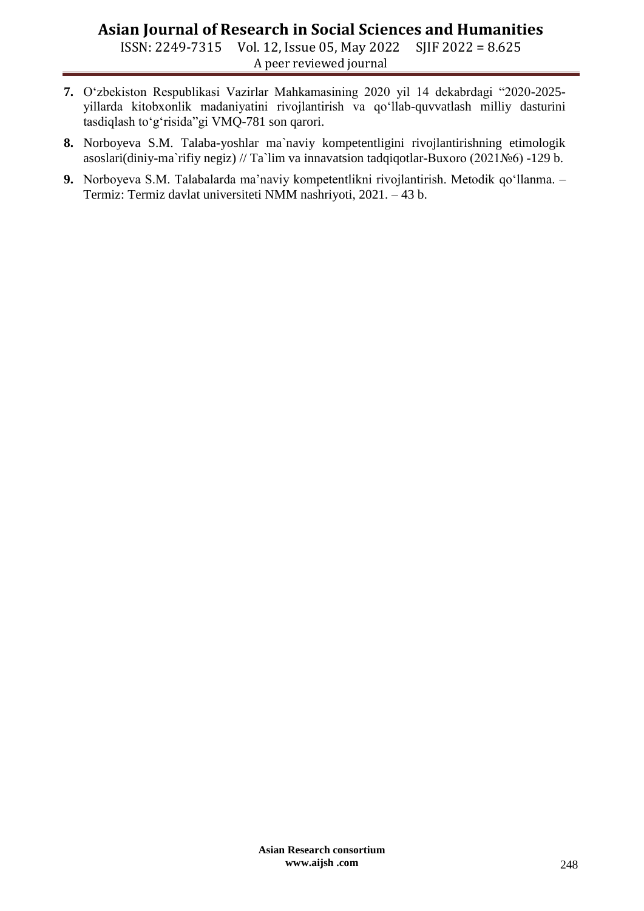7. O‘zbekiston Respublikasi Vazirlar Mahkamasining 2020 yil 14 dekabrdagi “2020-2025-yillarda kitobxonlik madaniyatini rivojlantirish va qo‘llab-quvvatlash milliy dasturini tasdiqlash to‘g‘risida”gi VMQ-781 son qarori.
8. Norboyeva S.M. Talaba-yoshlar ma`naviy kompetentligini rivojlantirishning etimologik asoslari(diniy-ma`rifiy negiz) // Ta`lim va innavatsion tadqiqotlar-Buxoro (2021№6) -129 b.
9. Norboyeva S.M. Talabalarda ma’naviy kompetentlikni rivojlantirish. Metodik qo‘llanma. – Termiz: Termiz davlat universiteti NMM nashriyoti, 2021. – 43 b.